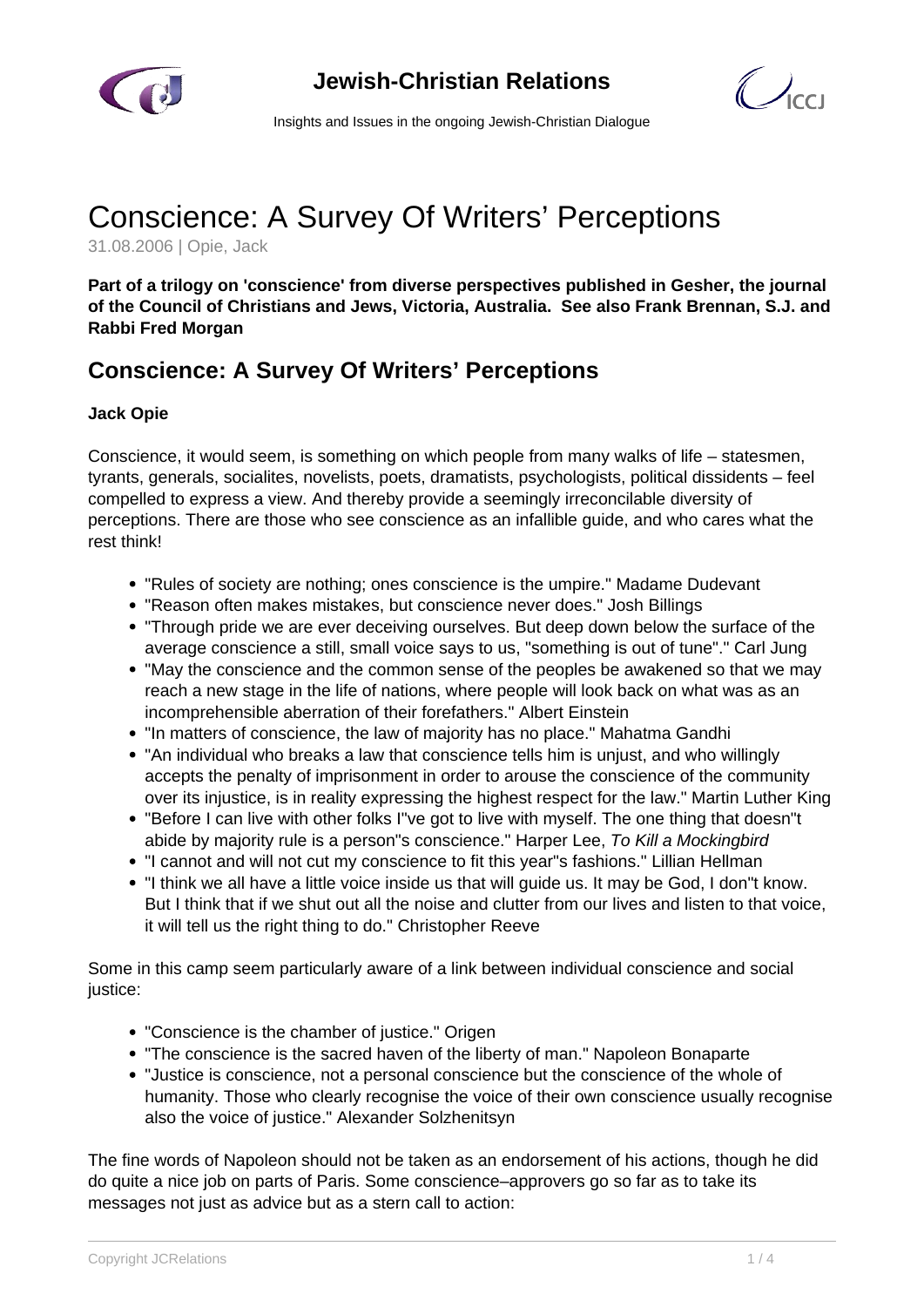# Conscience: A Survey Of Writers' Perceptions

31.08.2006 | Opie, Jack

**Part of a trilogy on 'conscience' from diverse perspectives published in Gesher, the journal of the Council of Christians and Jews, Victoria, Australia. See also Frank Brennan, S.J. and Rabbi Fred Morgan**

## Conscience: A Survey Of Writers' Perceptions

**Jack Opie**

Conscience, it would seem, is something on which people from many walks of life – statesmen, tyrants, generals, socialites, novelists, poets, dramatists, psychologists, political dissidents – feel compelled to express a view. And thereby provide a seemingly irreconcilable diversity of perceptions. There are those who see conscience as an infallible guide, and who cares what the rest think!

- "Rules of society are nothing; ones conscience is the umpire." Madame Dudevant
- "Reason often makes mistakes, but conscience never does." Josh Billings
- "Through pride we are ever deceiving ourselves. But deep down below the surface of the average conscience a still, small voice says to us, "something is out of tune"." Carl Jung
- "May the conscience and the common sense of the peoples be awakened so that we may reach a new stage in the life of nations, where people will look back on what was as an incomprehensible aberration of their forefathers." Albert Einstein
- "In matters of conscience, the law of majority has no place." Mahatma Gandhi
- "An individual who breaks a law that conscience tells him is unjust, and who willingly accepts the penalty of imprisonment in order to arouse the conscience of the community over its injustice, is in reality expressing the highest respect for the law." Martin Luther King
- "Before I can live with other folks I"ve got to live with myself. The one thing that doesn"t abide by majority rule is a person"s conscience." Harper Lee, *To Kill a Mockingbird*
- "I cannot and will not cut my conscience to fit this year"s fashions." Lillian Hellman
- "I think we all have a little voice inside us that will guide us. It may be God, I don"t know. But I think that if we shut out all the noise and clutter from our lives and listen to that voice, it will tell us the right thing to do." Christopher Reeve

Some in this camp seem particularly aware of a link between individual conscience and social justice:

- "Conscience is the chamber of justice." Origen
- "The conscience is the sacred haven of the liberty of man." Napoleon Bonaparte
- "Justice is conscience, not a personal conscience but the conscience of the whole of humanity. Those who clearly recognise the voice of their own conscience usually recognise also the voice of justice." Alexander Solzhenitsyn

The fine words of Napoleon should not be taken as an endorsement of his actions, though he did do quite a nice job on parts of Paris. Some conscience–approvers go so far as to take its messages not just as advice but as a stern call to action: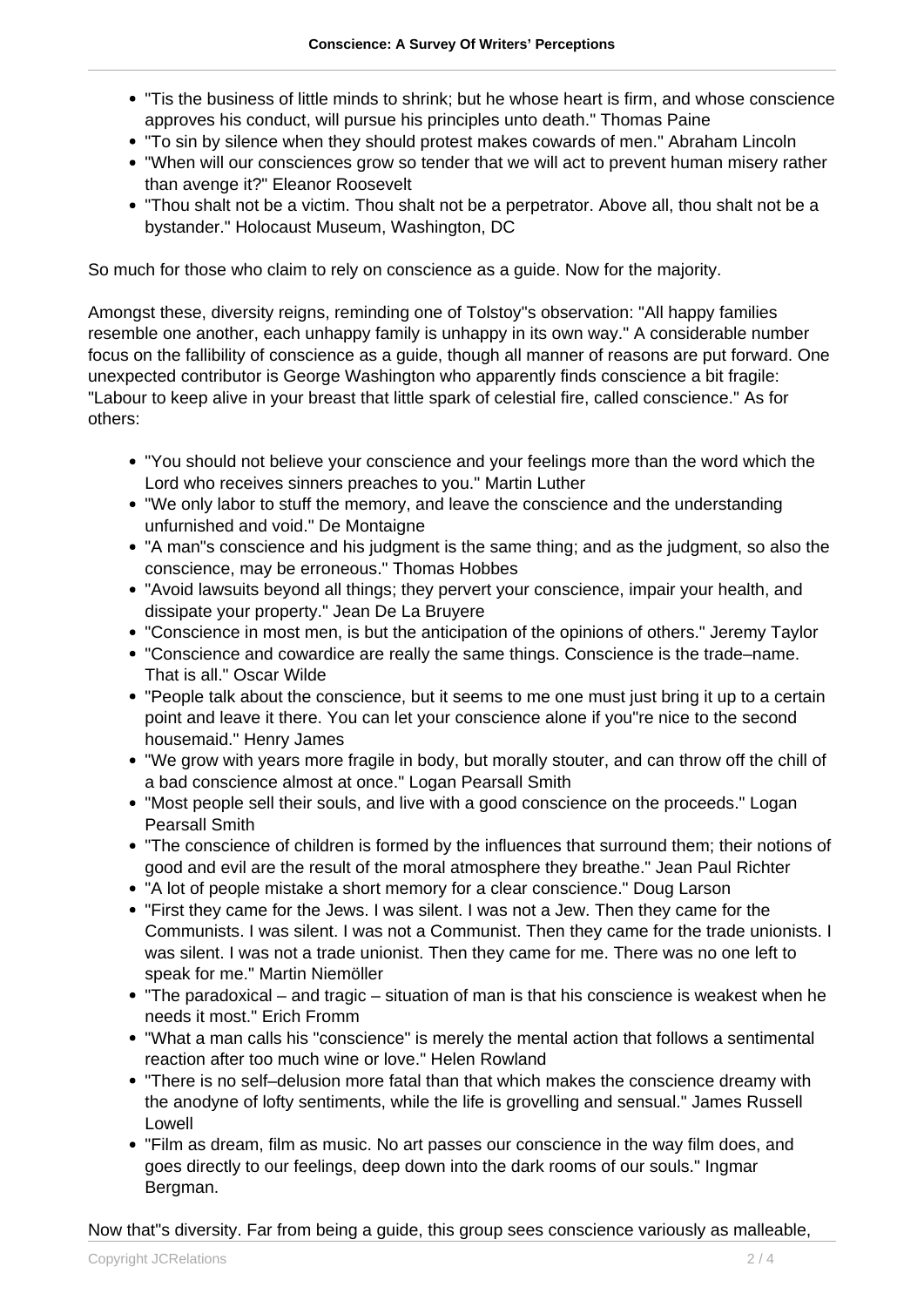- "Tis the business of little minds to shrink; but he whose heart is firm, and whose conscience approves his conduct, will pursue his principles unto death." Thomas Paine
- "To sin by silence when they should protest makes cowards of men." Abraham Lincoln
- "When will our consciences grow so tender that we will act to prevent human misery rather than avenge it?" Eleanor Roosevelt
- "Thou shalt not be a victim. Thou shalt not be a perpetrator. Above all, thou shalt not be a bystander." Holocaust Museum, Washington, DC

So much for those who claim to rely on conscience as a guide. Now for the majority.

Amongst these, diversity reigns, reminding one of Tolstoy"s observation: "All happy families resemble one another, each unhappy family is unhappy in its own way." A considerable number focus on the fallibility of conscience as a guide, though all manner of reasons are put forward. One unexpected contributor is George Washington who apparently finds conscience a bit fragile: "Labour to keep alive in your breast that little spark of celestial fire, called conscience." As for others:

- "You should not believe your conscience and your feelings more than the word which the Lord who receives sinners preaches to you." Martin Luther
- "We only labor to stuff the memory, and leave the conscience and the understanding unfurnished and void." De Montaigne
- "A man"s conscience and his judgment is the same thing; and as the judgment, so also the conscience, may be erroneous." Thomas Hobbes
- "Avoid lawsuits beyond all things; they pervert your conscience, impair your health, and dissipate your property." Jean De La Bruyere
- "Conscience in most men, is but the anticipation of the opinions of others." Jeremy Taylor
- "Conscience and cowardice are really the same things. Conscience is the trade–name. That is all." Oscar Wilde
- "People talk about the conscience, but it seems to me one must just bring it up to a certain point and leave it there. You can let your conscience alone if you"re nice to the second housemaid." Henry James
- "We grow with years more fragile in body, but morally stouter, and can throw off the chill of a bad conscience almost at once." Logan Pearsall Smith
- "Most people sell their souls, and live with a good conscience on the proceeds." Logan Pearsall Smith
- "The conscience of children is formed by the influences that surround them; their notions of good and evil are the result of the moral atmosphere they breathe." Jean Paul Richter
- "A lot of people mistake a short memory for a clear conscience." Doug Larson
- "First they came for the Jews. I was silent. I was not a Jew. Then they came for the Communists. I was silent. I was not a Communist. Then they came for the trade unionists. I was silent. I was not a trade unionist. Then they came for me. There was no one left to speak for me." Martin Niemöller
- "The paradoxical – and tragic – situation of man is that his conscience is weakest when he needs it most." Erich Fromm
- "What a man calls his "conscience" is merely the mental action that follows a sentimental reaction after too much wine or love." Helen Rowland
- "There is no self–delusion more fatal than that which makes the conscience dreamy with the anodyne of lofty sentiments, while the life is grovelling and sensual." James Russell Lowell
- "Film as dream, film as music. No art passes our conscience in the way film does, and goes directly to our feelings, deep down into the dark rooms of our souls." Ingmar Bergman.

Now that"s diversity. Far from being a guide, this group sees conscience variously as malleable,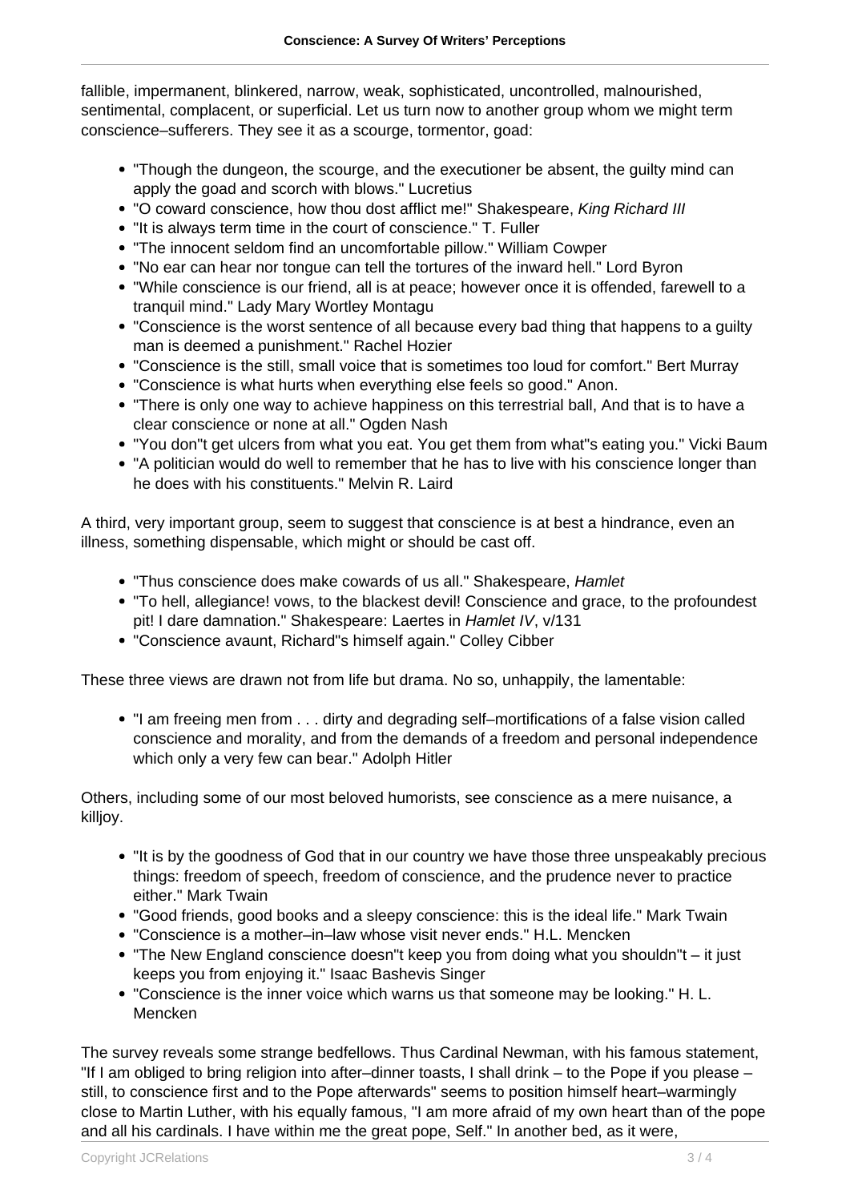fallible, impermanent, blinkered, narrow, weak, sophisticated, uncontrolled, malnourished, sentimental, complacent, or superficial. Let us turn now to another group whom we might term conscience–sufferers. They see it as a scourge, tormentor, goad:

- "Though the dungeon, the scourge, and the executioner be absent, the guilty mind can apply the goad and scorch with blows." Lucretius
- "O coward conscience, how thou dost afflict me!" Shakespeare, *King Richard III*
- "It is always term time in the court of conscience." T. Fuller
- "The innocent seldom find an uncomfortable pillow." William Cowper
- "No ear can hear nor tongue can tell the tortures of the inward hell." Lord Byron
- "While conscience is our friend, all is at peace; however once it is offended, farewell to a tranquil mind." Lady Mary Wortley Montagu
- "Conscience is the worst sentence of all because every bad thing that happens to a guilty man is deemed a punishment." Rachel Hozier
- "Conscience is the still, small voice that is sometimes too loud for comfort." Bert Murray
- "Conscience is what hurts when everything else feels so good." Anon.
- "There is only one way to achieve happiness on this terrestrial ball, And that is to have a clear conscience or none at all." Ogden Nash
- "You don"t get ulcers from what you eat. You get them from what"s eating you." Vicki Baum
- "A politician would do well to remember that he has to live with his conscience longer than he does with his constituents." Melvin R. Laird

A third, very important group, seem to suggest that conscience is at best a hindrance, even an illness, something dispensable, which might or should be cast off.

- "Thus conscience does make cowards of us all." Shakespeare, *Hamlet*
- "To hell, allegiance! vows, to the blackest devil! Conscience and grace, to the profoundest pit! I dare damnation." Shakespeare: Laertes in *Hamlet IV*, v/131
- "Conscience avaunt, Richard"s himself again." Colley Cibber

These three views are drawn not from life but drama. No so, unhappily, the lamentable:

- "I am freeing men from . . . dirty and degrading self–mortifications of a false vision called conscience and morality, and from the demands of a freedom and personal independence which only a very few can bear." Adolph Hitler

Others, including some of our most beloved humorists, see conscience as a mere nuisance, a killjoy.

- "It is by the goodness of God that in our country we have those three unspeakably precious things: freedom of speech, freedom of conscience, and the prudence never to practice either." Mark Twain
- "Good friends, good books and a sleepy conscience: this is the ideal life." Mark Twain
- "Conscience is a mother–in–law whose visit never ends." H.L. Mencken
- "The New England conscience doesn"t keep you from doing what you shouldn"t – it just keeps you from enjoying it." Isaac Bashevis Singer
- "Conscience is the inner voice which warns us that someone may be looking." H. L. Mencken

The survey reveals some strange bedfellows. Thus Cardinal Newman, with his famous statement, "If I am obliged to bring religion into after–dinner toasts, I shall drink – to the Pope if you please – still, to conscience first and to the Pope afterwards" seems to position himself heart–warmingly close to Martin Luther, with his equally famous, "I am more afraid of my own heart than of the pope and all his cardinals. I have within me the great pope, Self." In another bed, as it were,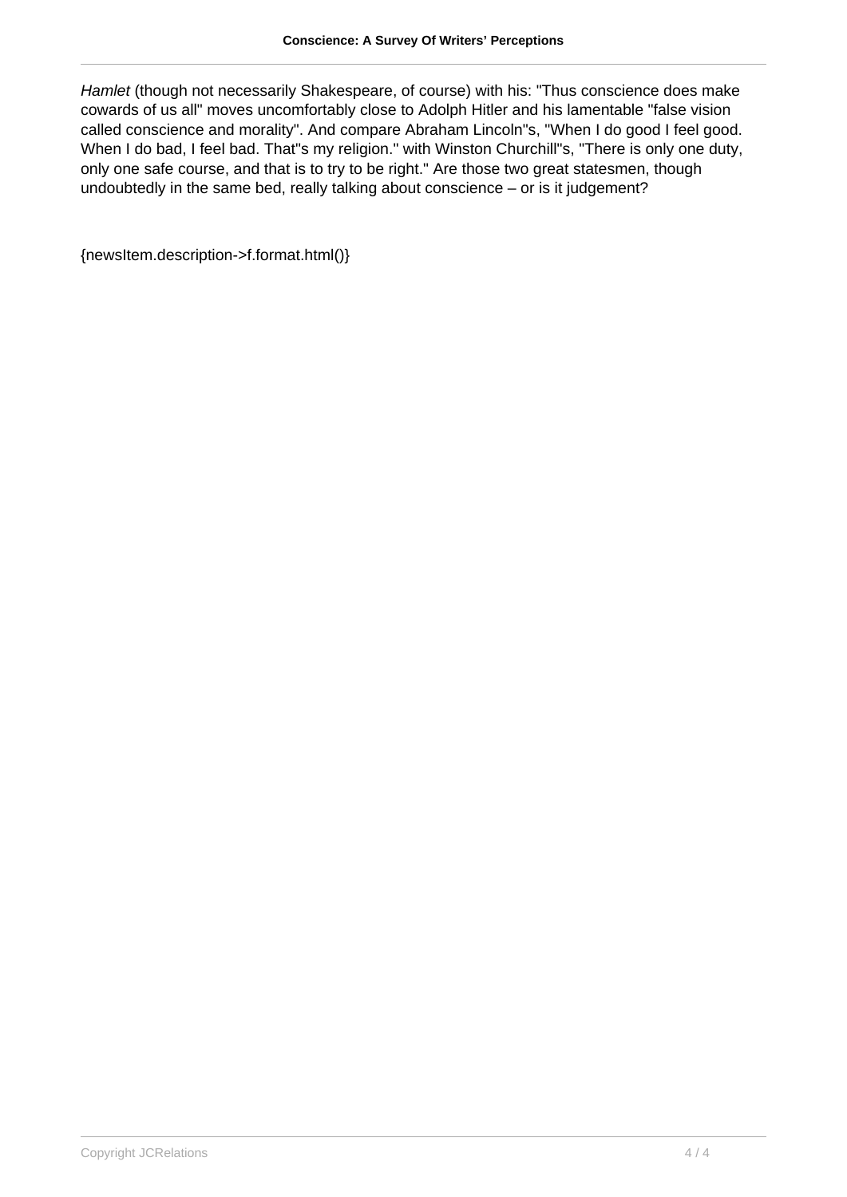*Hamlet* (though not necessarily Shakespeare, of course) with his: "Thus conscience does make cowards of us all" moves uncomfortably close to Adolph Hitler and his lamentable "false vision called conscience and morality". And compare Abraham Lincoln"s, "When I do good I feel good. When I do bad, I feel bad. That"s my religion." with Winston Churchill"s, "There is only one duty, only one safe course, and that is to try to be right." Are those two great statesmen, though undoubtedly in the same bed, really talking about conscience – or is it judgement?

{newsItem.description->f.format.html()}